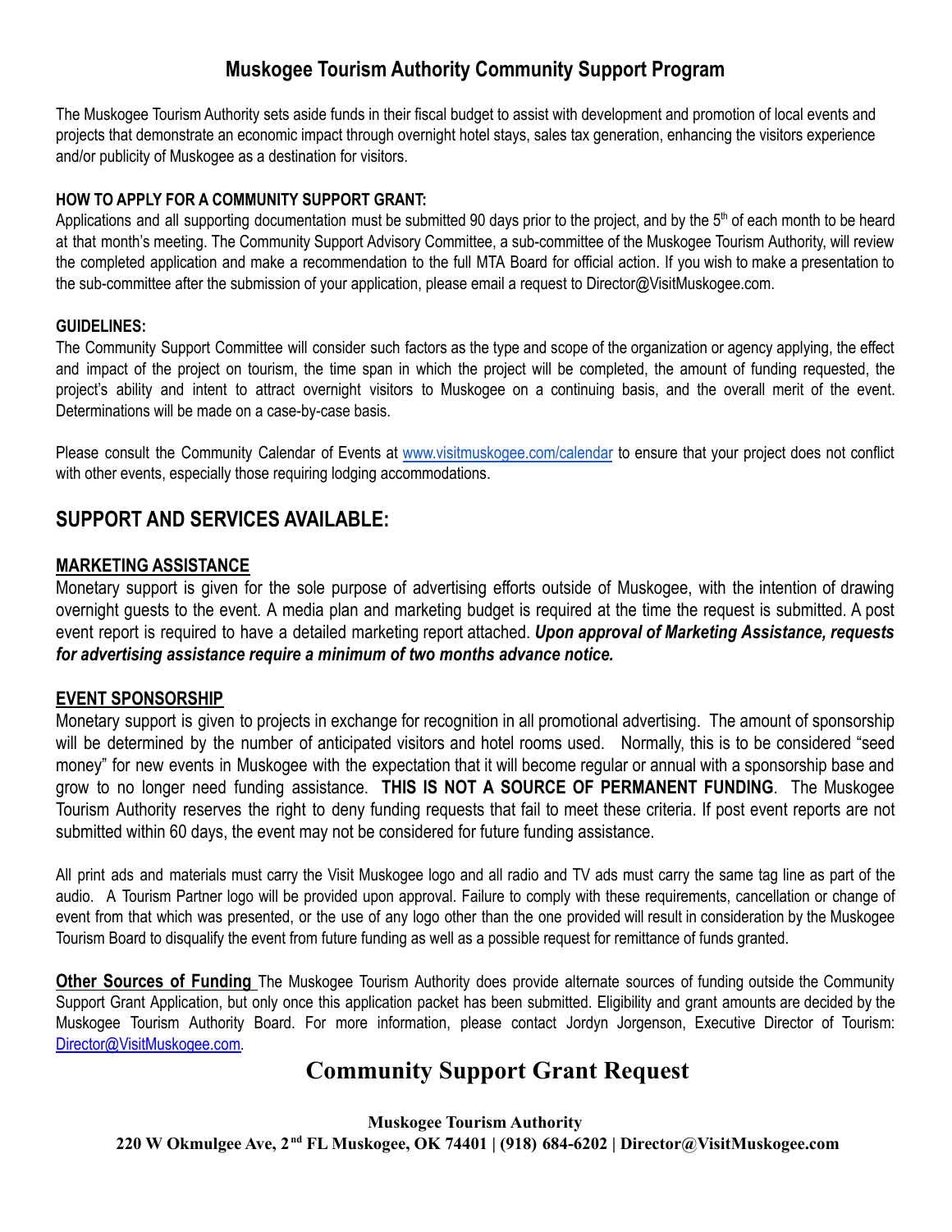# Muskogee Tourism Authority Community Support Program

The Muskogee Tourism Authority sets aside funds in their fiscal budget to assist with development and promotion of local events and projects that demonstrate an economic impact through overnight hotel stays, sales tax generation, enhancing the visitors experience and/or publicity of Muskogee as a destination for visitors.

**HOW TO APPLY FOR A COMMUNITY SUPPORT GRANT:**

Applications and all supporting documentation must be submitted 90 days prior to the project, and by the 5th of each month to be heard at that month's meeting. The Community Support Advisory Committee, a sub-committee of the Muskogee Tourism Authority, will review the completed application and make a recommendation to the full MTA Board for official action. If you wish to make a presentation to the sub-committee after the submission of your application, please email a request to Director@VisitMuskogee.com.

**GUIDELINES:**

The Community Support Committee will consider such factors as the type and scope of the organization or agency applying, the effect and impact of the project on tourism, the time span in which the project will be completed, the amount of funding requested, the project's ability and intent to attract overnight visitors to Muskogee on a continuing basis, and the overall merit of the event. Determinations will be made on a case-by-case basis.

Please consult the Community Calendar of Events at www.visitmuskogee.com/calendar to ensure that your project does not conflict with other events, especially those requiring lodging accommodations.

## SUPPORT AND SERVICES AVAILABLE:

### MARKETING ASSISTANCE

Monetary support is given for the sole purpose of advertising efforts outside of Muskogee, with the intention of drawing overnight guests to the event. A media plan and marketing budget is required at the time the request is submitted. A post event report is required to have a detailed marketing report attached. ***Upon approval of Marketing Assistance, requests for advertising assistance require a minimum of two months advance notice.***

### EVENT SPONSORSHIP

Monetary support is given to projects in exchange for recognition in all promotional advertising. The amount of sponsorship will be determined by the number of anticipated visitors and hotel rooms used. Normally, this is to be considered "seed money" for new events in Muskogee with the expectation that it will become regular or annual with a sponsorship base and grow to no longer need funding assistance. **THIS IS NOT A SOURCE OF PERMANENT FUNDING**. The Muskogee Tourism Authority reserves the right to deny funding requests that fail to meet these criteria. If post event reports are not submitted within 60 days, the event may not be considered for future funding assistance.

All print ads and materials must carry the Visit Muskogee logo and all radio and TV ads must carry the same tag line as part of the audio. A Tourism Partner logo will be provided upon approval. Failure to comply with these requirements, cancellation or change of event from that which was presented, or the use of any logo other than the one provided will result in consideration by the Muskogee Tourism Board to disqualify the event from future funding as well as a possible request for remittance of funds granted.

**Other Sources of Funding** The Muskogee Tourism Authority does provide alternate sources of funding outside the Community Support Grant Application, but only once this application packet has been submitted. Eligibility and grant amounts are decided by the Muskogee Tourism Authority Board. For more information, please contact Jordyn Jorgenson, Executive Director of Tourism: Director@VisitMuskogee.com.

# Community Support Grant Request

**Muskogee Tourism Authority**
**220 W Okmulgee Ave, 2nd FL Muskogee, OK 74401 | (918) 684-6202 | Director@VisitMuskogee.com**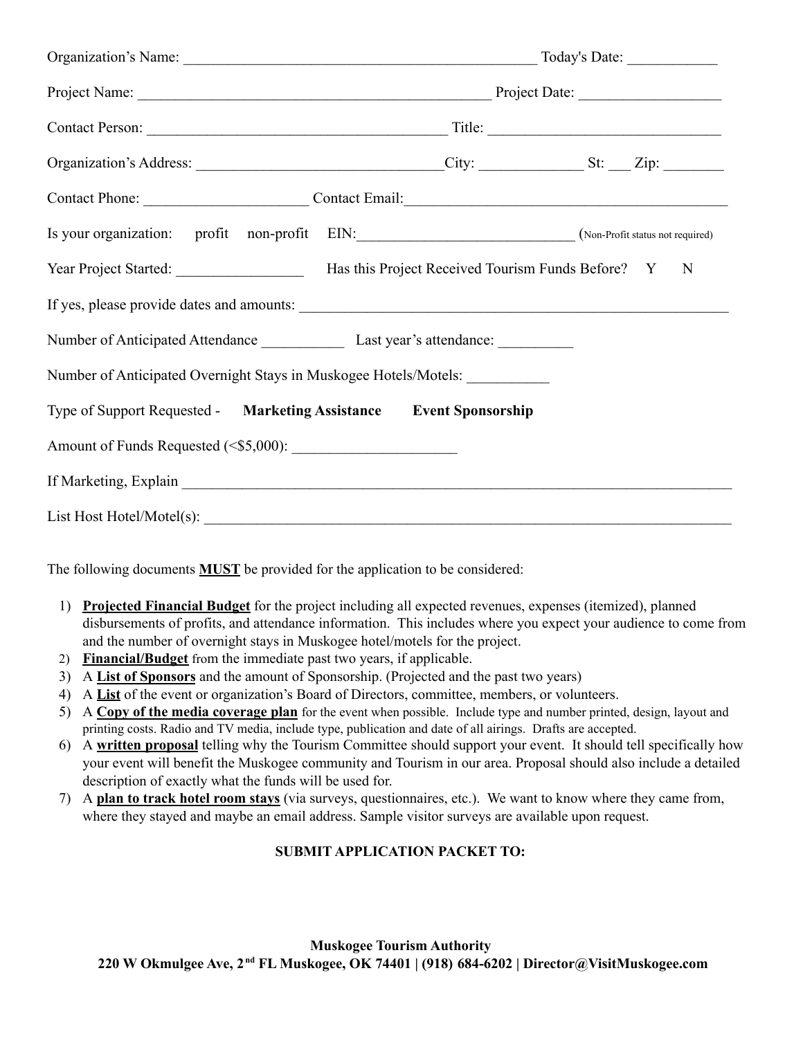Organization's Name: _______________________________________________ Today's Date: ____________

Project Name: _______________________________________________ Project Date: __________________

Contact Person: ________________________________________ Title: ______________________________

Organization's Address: _______________________________City: _____________ St: ___ Zip: ________

Contact Phone: _____________________ Contact Email:__________________________________________

Is your organization: profit non-profit EIN:____________________________ (Non-Profit status not required)

Year Project Started: ________________ Has this Project Received Tourism Funds Before? Y N

If yes, please provide dates and amounts: _______________________________________________________

Number of Anticipated Attendance ___________ Last year's attendance: __________

Number of Anticipated Overnight Stays in Muskogee Hotels/Motels: ___________

Type of Support Requested - **Marketing Assistance** **Event Sponsorship**

Amount of Funds Requested (<$5,000): _____________________

If Marketing, Explain __________________________________________________________________________

List Host Hotel/Motel(s): _______________________________________________________________________

The following documents **MUST** be provided for the application to be considered:

1) **Projected Financial Budget** for the project including all expected revenues, expenses (itemized), planned disbursements of profits, and attendance information. This includes where you expect your audience to come from and the number of overnight stays in Muskogee hotel/motels for the project.
2) **Financial/Budget** from the immediate past two years, if applicable.
3) A **List of Sponsors** and the amount of Sponsorship. (Projected and the past two years)
4) A **List** of the event or organization's Board of Directors, committee, members, or volunteers.
5) A **Copy of the media coverage plan** for the event when possible. Include type and number printed, design, layout and printing costs. Radio and TV media, include type, publication and date of all airings. Drafts are accepted.
6) A **written proposal** telling why the Tourism Committee should support your event. It should tell specifically how your event will benefit the Muskogee community and Tourism in our area. Proposal should also include a detailed description of exactly what the funds will be used for.
7) A **plan to track hotel room stays** (via surveys, questionnaires, etc.). We want to know where they came from, where they stayed and maybe an email address. Sample visitor surveys are available upon request.

**SUBMIT APPLICATION PACKET TO:**

**Muskogee Tourism Authority**
**220 W Okmulgee Ave, 2nd FL Muskogee, OK 74401 | (918) 684-6202 | Director@VisitMuskogee.com**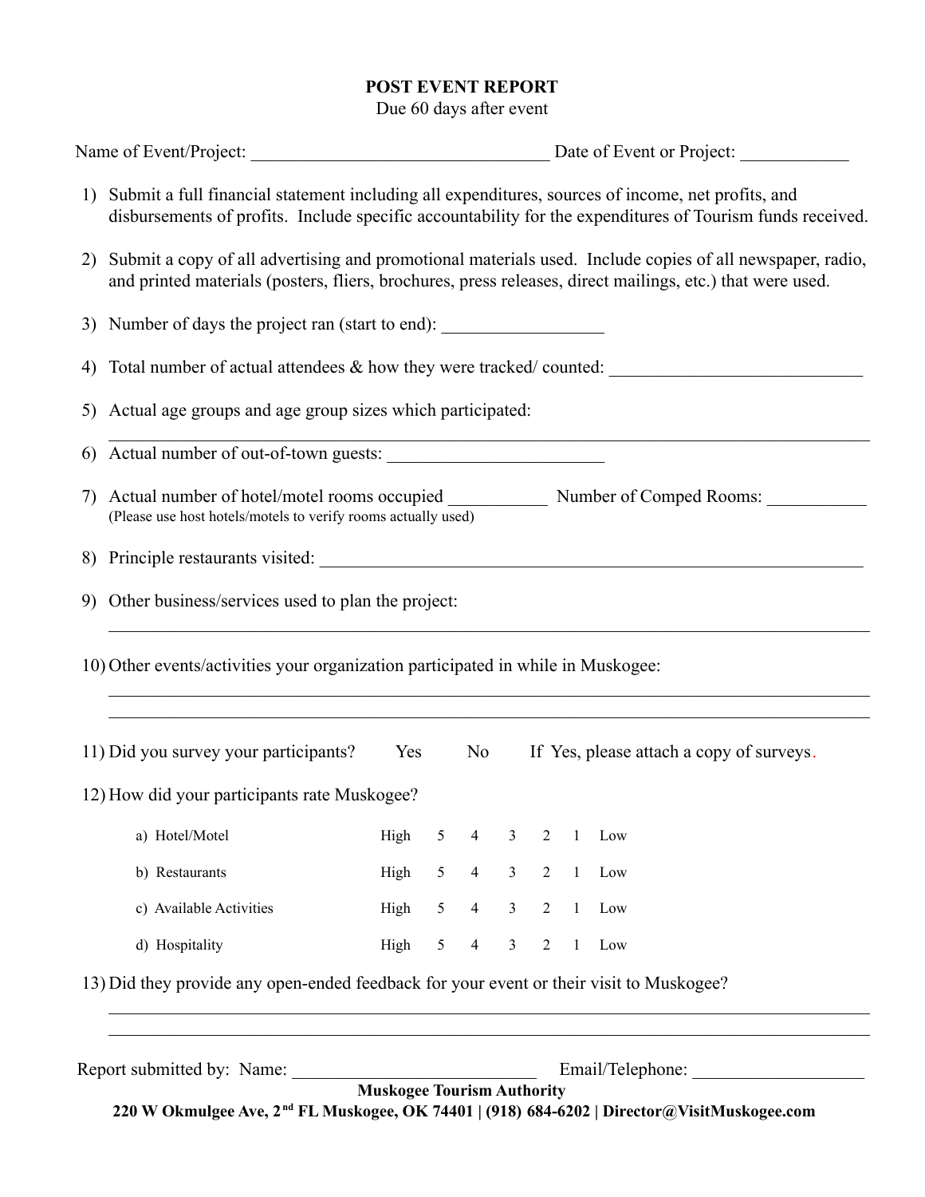# POST EVENT REPORT

Due 60 days after event

Name of Event/Project: ________________________________ Date of Event or Project: ____________

1) Submit a full financial statement including all expenditures, sources of income, net profits, and disbursements of profits. Include specific accountability for the expenditures of Tourism funds received.

2) Submit a copy of all advertising and promotional materials used. Include copies of all newspaper, radio, and printed materials (posters, fliers, brochures, press releases, direct mailings, etc.) that were used.

3) Number of days the project ran (start to end): __________________

4) Total number of actual attendees & how they were tracked/ counted: ____________________________

5) Actual age groups and age group sizes which participated:
______________________________________________________________________________________

6) Actual number of out-of-town guests: ________________________

7) Actual number of hotel/motel rooms occupied ___________ Number of Comped Rooms: ___________
(Please use host hotels/motels to verify rooms actually used)

8) Principle restaurants visited: ______________________________________________________________

9) Other business/services used to plan the project:
______________________________________________________________________________________

10) Other events/activities your organization participated in while in Muskogee:
______________________________________________________________________________________
______________________________________________________________________________________

11) Did you survey your participants? Yes No If Yes, please attach a copy of surveys.

12) How did your participants rate Muskogee?

| | | | | | | | |
|---|---|---|---|---|---|---|---|
| a) Hotel/Motel | High | 5 | 4 | 3 | 2 | 1 | Low |
| b) Restaurants | High | 5 | 4 | 3 | 2 | 1 | Low |
| c) Available Activities | High | 5 | 4 | 3 | 2 | 1 | Low |
| d) Hospitality | High | 5 | 4 | 3 | 2 | 1 | Low |

13) Did they provide any open-ended feedback for your event or their visit to Muskogee?
______________________________________________________________________________________
______________________________________________________________________________________

Report submitted by: Name: ____________________________ Email/Telephone: ___________________

**Muskogee Tourism Authority**

**220 W Okmulgee Ave, 2nd FL Muskogee, OK 74401 | (918) 684-6202 | Director@VisitMuskogee.com**